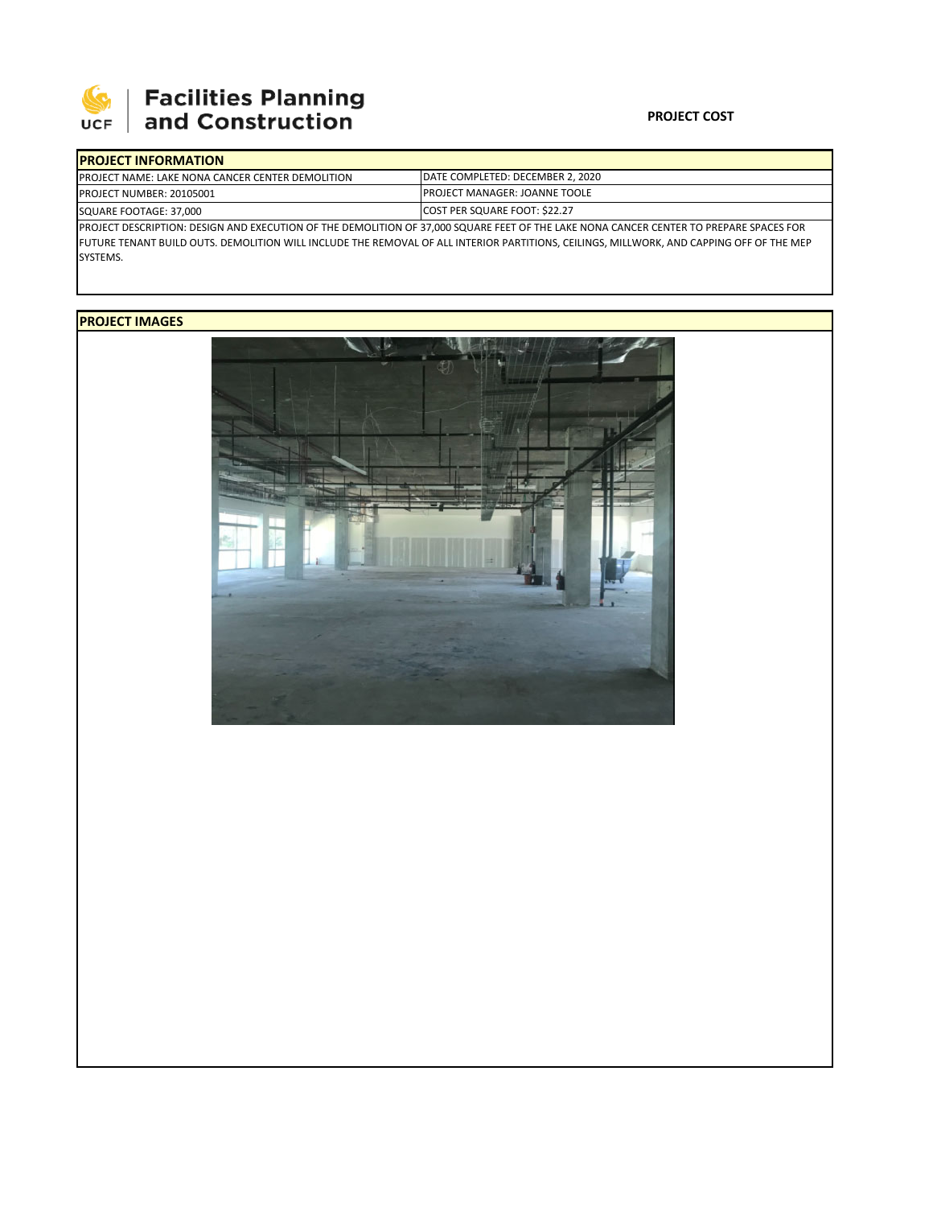# Facilities Planning and Construction

**PROJECT COST**

## PROJECT INFORMATION

| | |
|---|---|
| PROJECT NAME: LAKE NONA CANCER CENTER DEMOLITION | DATE COMPLETED: DECEMBER 2, 2020 |
| PROJECT NUMBER: 20105001 | PROJECT MANAGER: JOANNE TOOLE |
| SQUARE FOOTAGE: 37,000 | COST PER SQUARE FOOT: $22.27 |

PROJECT DESCRIPTION: DESIGN AND EXECUTION OF THE DEMOLITION OF 37,000 SQUARE FEET OF THE LAKE NONA CANCER CENTER TO PREPARE SPACES FOR FUTURE TENANT BUILD OUTS. DEMOLITION WILL INCLUDE THE REMOVAL OF ALL INTERIOR PARTITIONS, CEILINGS, MILLWORK, AND CAPPING OFF OF THE MEP SYSTEMS.

## PROJECT IMAGES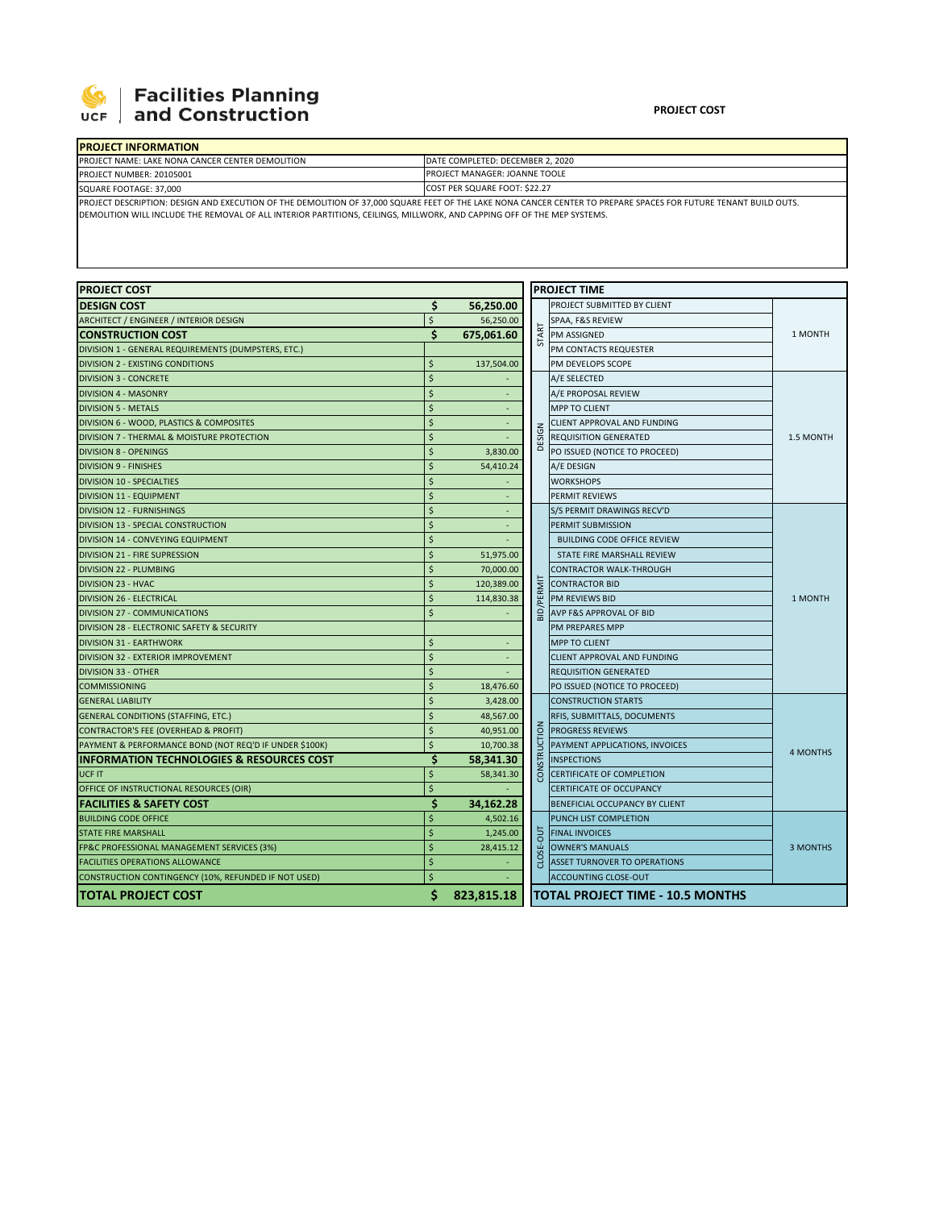**Facilities Planning and Construction**

**PROJECT COST**

| **PROJECT INFORMATION** | |
|---|---|
| PROJECT NAME: LAKE NONA CANCER CENTER DEMOLITION | DATE COMPLETED: DECEMBER 2, 2020 |
| PROJECT NUMBER: 20105001 | PROJECT MANAGER: JOANNE TOOLE |
| SQUARE FOOTAGE: 37,000 | COST PER SQUARE FOOT: $22.27 |

PROJECT DESCRIPTION: DESIGN AND EXECUTION OF THE DEMOLITION OF 37,000 SQUARE FEET OF THE LAKE NONA CANCER CENTER TO PREPARE SPACES FOR FUTURE TENANT BUILD OUTS. DEMOLITION WILL INCLUDE THE REMOVAL OF ALL INTERIOR PARTITIONS, CEILINGS, MILLWORK, AND CAPPING OFF OF THE MEP SYSTEMS.

| **PROJECT COST** | | |
|---|---|---|
| **DESIGN COST** | **$** | **56,250.00** |
| ARCHITECT / ENGINEER / INTERIOR DESIGN | $ | 56,250.00 |
| **CONSTRUCTION COST** | **$** | **675,061.60** |
| DIVISION 1 - GENERAL REQUIREMENTS (DUMPSTERS, ETC.) | | |
| DIVISION 2 - EXISTING CONDITIONS | $ | 137,504.00 |
| DIVISION 3 - CONCRETE | $ | - |
| DIVISION 4 - MASONRY | $ | - |
| DIVISION 5 - METALS | $ | - |
| DIVISION 6 - WOOD, PLASTICS & COMPOSITES | $ | - |
| DIVISION 7 - THERMAL & MOISTURE PROTECTION | $ | - |
| DIVISION 8 - OPENINGS | $ | 3,830.00 |
| DIVISION 9 - FINISHES | $ | 54,410.24 |
| DIVISION 10 - SPECIALTIES | $ | - |
| DIVISION 11 - EQUIPMENT | $ | - |
| DIVISION 12 - FURNISHINGS | $ | - |
| DIVISION 13 - SPECIAL CONSTRUCTION | $ | - |
| DIVISION 14 - CONVEYING EQUIPMENT | $ | - |
| DIVISION 21 - FIRE SUPRESSION | $ | 51,975.00 |
| DIVISION 22 - PLUMBING | $ | 70,000.00 |
| DIVISION 23 - HVAC | $ | 120,389.00 |
| DIVISION 26 - ELECTRICAL | $ | 114,830.38 |
| DIVISION 27 - COMMUNICATIONS | $ | - |
| DIVISION 28 - ELECTRONIC SAFETY & SECURITY | | |
| DIVISION 31 - EARTHWORK | $ | - |
| DIVISION 32 - EXTERIOR IMPROVEMENT | $ | - |
| DIVISION 33 - OTHER | $ | - |
| COMMISSIONING | $ | 18,476.60 |
| GENERAL LIABILITY | $ | 3,428.00 |
| GENERAL CONDITIONS (STAFFING, ETC.) | $ | 48,567.00 |
| CONTRACTOR'S FEE (OVERHEAD & PROFIT) | $ | 40,951.00 |
| PAYMENT & PERFORMANCE BOND (NOT REQ'D IF UNDER $100K) | $ | 10,700.38 |
| **INFORMATION TECHNOLOGIES & RESOURCES COST** | **$** | **58,341.30** |
| UCF IT | $ | 58,341.30 |
| OFFICE OF INSTRUCTIONAL RESOURCES (OIR) | $ | - |
| **FACILITIES & SAFETY COST** | **$** | **34,162.28** |
| BUILDING CODE OFFICE | $ | 4,502.16 |
| STATE FIRE MARSHALL | $ | 1,245.00 |
| FP&C PROFESSIONAL MANAGEMENT SERVICES (3%) | $ | 28,415.12 |
| FACILITIES OPERATIONS ALLOWANCE | $ | - |
| CONSTRUCTION CONTINGENCY (10%, REFUNDED IF NOT USED) | $ | - |
| **TOTAL PROJECT COST** | **$** | **823,815.18** |

| **PROJECT TIME** | | |
|---|---|---|
| START | PROJECT SUBMITTED BY CLIENT | 1 MONTH |
| | SPAA, F&S REVIEW | |
| | PM ASSIGNED | |
| | PM CONTACTS REQUESTER | |
| | PM DEVELOPS SCOPE | |
| DESIGN | A/E SELECTED | 1.5 MONTH |
| | A/E PROPOSAL REVIEW | |
| | MPP TO CLIENT | |
| | CLIENT APPROVAL AND FUNDING | |
| | REQUISITION GENERATED | |
| | PO ISSUED (NOTICE TO PROCEED) | |
| | A/E DESIGN | |
| | WORKSHOPS | |
| | PERMIT REVIEWS | |
| BID/PERMIT | S/S PERMIT DRAWINGS RECV'D | 1 MONTH |
| | PERMIT SUBMISSION | |
| | BUILDING CODE OFFICE REVIEW | |
| | STATE FIRE MARSHALL REVIEW | |
| | CONTRACTOR WALK-THROUGH | |
| | CONTRACTOR BID | |
| | PM REVIEWS BID | |
| | AVP F&S APPROVAL OF BID | |
| | PM PREPARES MPP | |
| | MPP TO CLIENT | |
| | CLIENT APPROVAL AND FUNDING | |
| | REQUISITION GENERATED | |
| | PO ISSUED (NOTICE TO PROCEED) | |
| CONSTRUCTION | CONSTRUCTION STARTS | 4 MONTHS |
| | RFIS, SUBMITTALS, DOCUMENTS | |
| | PROGRESS REVIEWS | |
| | PAYMENT APPLICATIONS, INVOICES | |
| | INSPECTIONS | |
| | CERTIFICATE OF COMPLETION | |
| | CERTIFICATE OF OCCUPANCY | |
| | BENEFICIAL OCCUPANCY BY CLIENT | |
| CLOSE-OUT | PUNCH LIST COMPLETION | 3 MONTHS |
| | FINAL INVOICES | |
| | OWNER'S MANUALS | |
| | ASSET TURNOVER TO OPERATIONS | |
| | ACCOUNTING CLOSE-OUT | |
| **TOTAL PROJECT TIME - 10.5 MONTHS** | | |